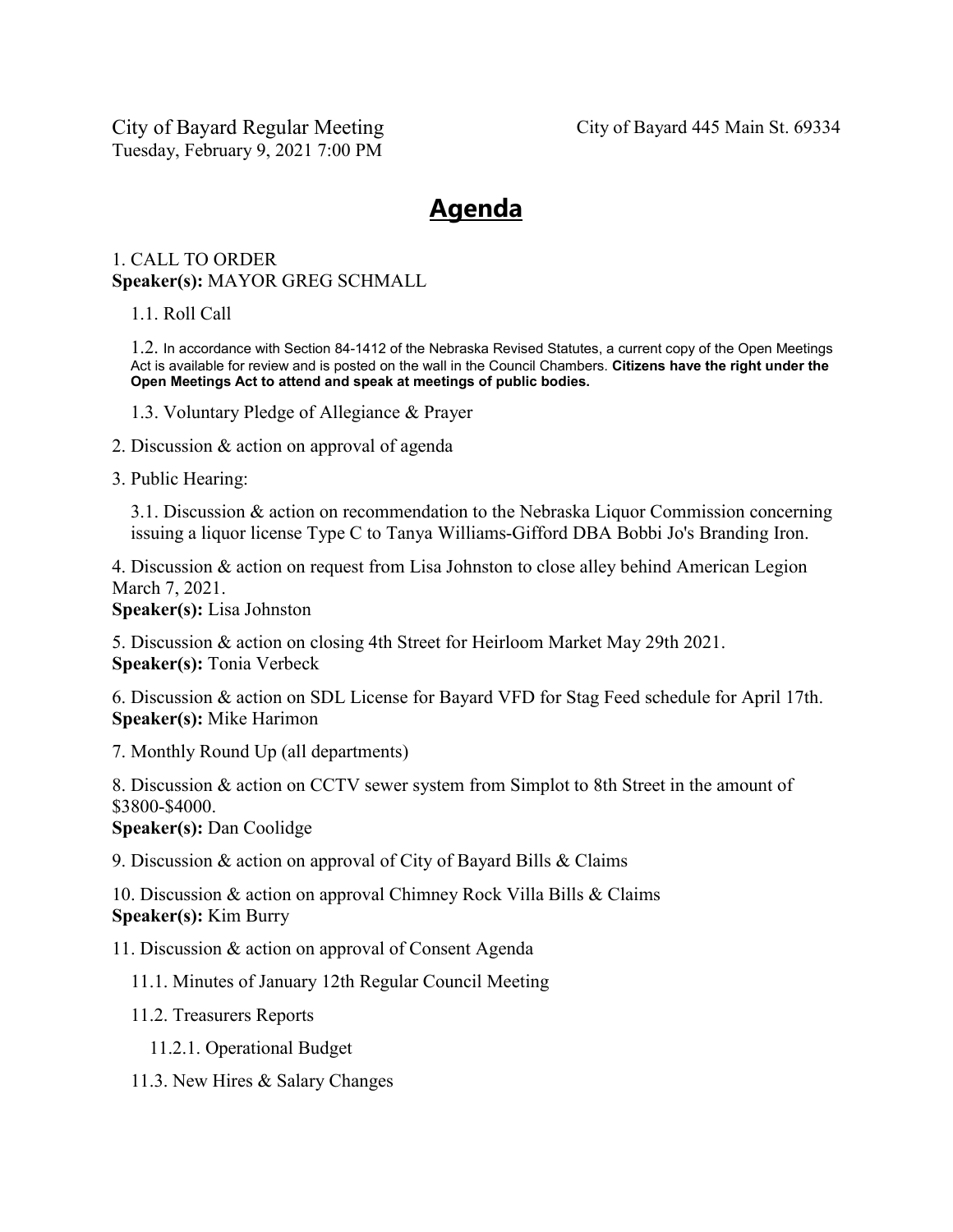City of Bayard Regular Meeting
Tuesday, February 9, 2021 7:00 PM

City of Bayard 445 Main St. 69334

# Agenda

1. CALL TO ORDER
**Speaker(s):** MAYOR GREG SCHMALL

 1.1. Roll Call

 1.2. In accordance with Section 84-1412 of the Nebraska Revised Statutes, a current copy of the Open Meetings Act is available for review and is posted on the wall in the Council Chambers. **Citizens have the right under the Open Meetings Act to attend and speak at meetings of public bodies.**

 1.3. Voluntary Pledge of Allegiance & Prayer

2. Discussion & action on approval of agenda

3. Public Hearing:

 3.1. Discussion & action on recommendation to the Nebraska Liquor Commission concerning issuing a liquor license Type C to Tanya Williams-Gifford DBA Bobbi Jo's Branding Iron.

4. Discussion & action on request from Lisa Johnston to close alley behind American Legion March 7, 2021.
**Speaker(s):** Lisa Johnston

5. Discussion & action on closing 4th Street for Heirloom Market May 29th 2021.
**Speaker(s):** Tonia Verbeck

6. Discussion & action on SDL License for Bayard VFD for Stag Feed schedule for April 17th.
**Speaker(s):** Mike Harimon

7. Monthly Round Up (all departments)

8. Discussion & action on CCTV sewer system from Simplot to 8th Street in the amount of $3800-$4000.
**Speaker(s):** Dan Coolidge

9. Discussion & action on approval of City of Bayard Bills & Claims

10. Discussion & action on approval Chimney Rock Villa Bills & Claims
**Speaker(s):** Kim Burry

11. Discussion & action on approval of Consent Agenda

 11.1. Minutes of January 12th Regular Council Meeting

 11.2. Treasurers Reports

  11.2.1. Operational Budget

 11.3. New Hires & Salary Changes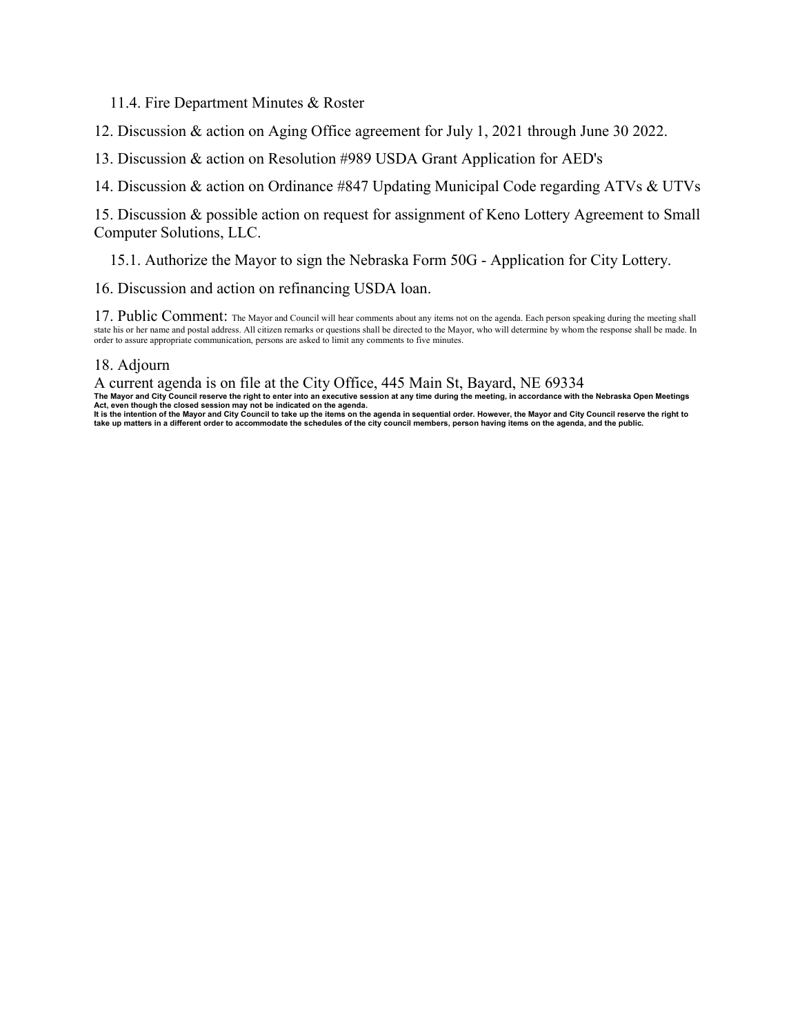11.4. Fire Department Minutes & Roster

12. Discussion & action on Aging Office agreement for July 1, 2021 through June 30 2022.

13. Discussion & action on Resolution #989 USDA Grant Application for AED's

14. Discussion & action on Ordinance #847 Updating Municipal Code regarding ATVs & UTVs

15. Discussion & possible action on request for assignment of Keno Lottery Agreement to Small Computer Solutions, LLC.

15.1. Authorize the Mayor to sign the Nebraska Form 50G - Application for City Lottery.

16. Discussion and action on refinancing USDA loan.

17. Public Comment: The Mayor and Council will hear comments about any items not on the agenda. Each person speaking during the meeting shall state his or her name and postal address. All citizen remarks or questions shall be directed to the Mayor, who will determine by whom the response shall be made. In order to assure appropriate communication, persons are asked to limit any comments to five minutes.

18. Adjourn

A current agenda is on file at the City Office, 445 Main St, Bayard, NE 69334

**The Mayor and City Council reserve the right to enter into an executive session at any time during the meeting, in accordance with the Nebraska Open Meetings Act, even though the closed session may not be indicated on the agenda.**

**It is the intention of the Mayor and City Council to take up the items on the agenda in sequential order. However, the Mayor and City Council reserve the right to take up matters in a different order to accommodate the schedules of the city council members, person having items on the agenda, and the public.**